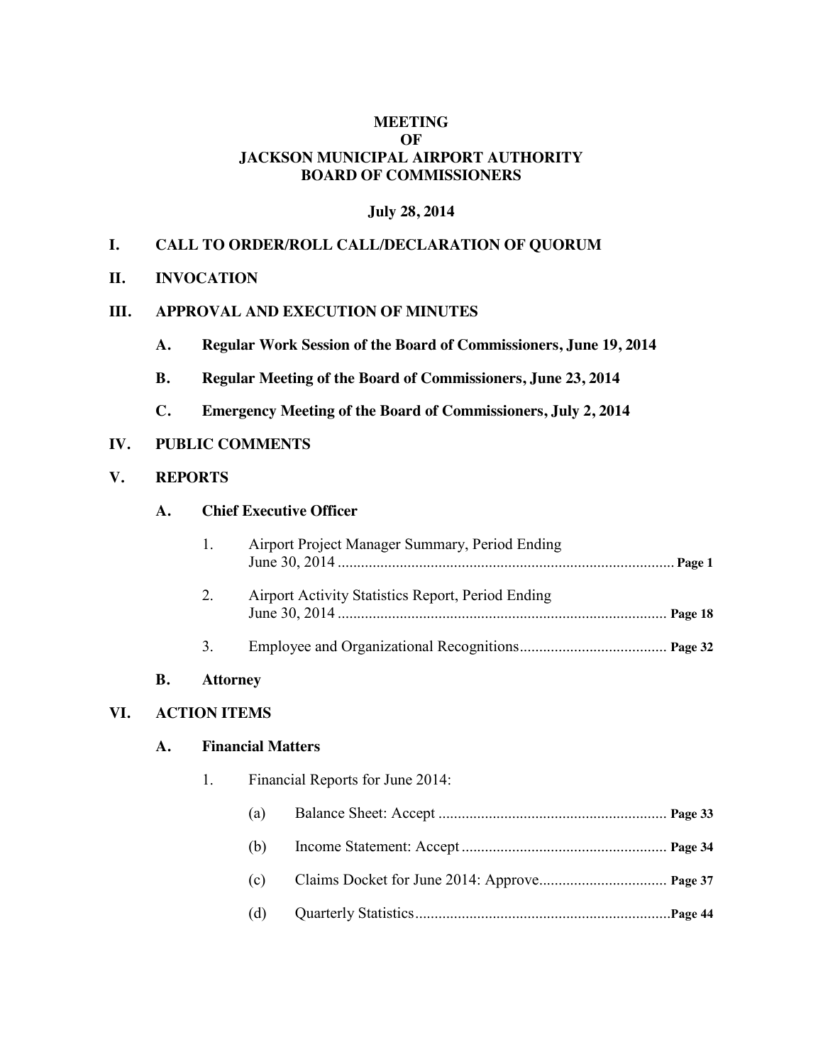# MEETING
# OF
# JACKSON MUNICIPAL AIRPORT AUTHORITY
# BOARD OF COMMISSIONERS

**July 28, 2014**

## I. CALL TO ORDER/ROLL CALL/DECLARATION OF QUORUM

## II. INVOCATION

## III. APPROVAL AND EXECUTION OF MINUTES

**A. Regular Work Session of the Board of Commissioners, June 19, 2014**

**B. Regular Meeting of the Board of Commissioners, June 23, 2014**

**C. Emergency Meeting of the Board of Commissioners, July 2, 2014**

## IV. PUBLIC COMMENTS

## V. REPORTS

### A. Chief Executive Officer

1. Airport Project Manager Summary, Period Ending June 30, 2014 ........................................ **Page 1**

2. Airport Activity Statistics Report, Period Ending June 30, 2014 ........................................ **Page 18**

3. Employee and Organizational Recognitions ........................................ **Page 32**

### B. Attorney

## VI. ACTION ITEMS

### A. Financial Matters

1. Financial Reports for June 2014:

   (a) Balance Sheet: Accept ........................................ **Page 33**

   (b) Income Statement: Accept ........................................ **Page 34**

   (c) Claims Docket for June 2014: Approve ........................................ **Page 37**

   (d) Quarterly Statistics ........................................ **Page 44**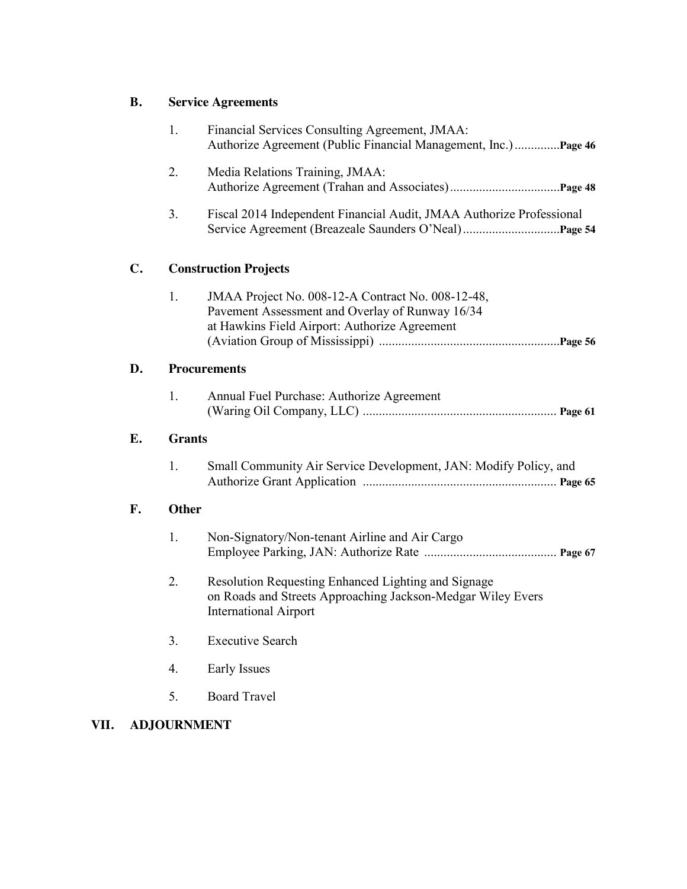### B. Service Agreements

1. Financial Services Consulting Agreement, JMAA: Authorize Agreement (Public Financial Management, Inc.) .............**Page 46**

2. Media Relations Training, JMAA: Authorize Agreement (Trahan and Associates) .................................**Page 48**

3. Fiscal 2014 Independent Financial Audit, JMAA Authorize Professional Service Agreement (Breazeale Saunders O'Neal) .............................**Page 54**

### C. Construction Projects

1. JMAA Project No. 008-12-A Contract No. 008-12-48, Pavement Assessment and Overlay of Runway 16/34 at Hawkins Field Airport: Authorize Agreement (Aviation Group of Mississippi) .......................................................**Page 56**

### D. Procurements

1. Annual Fuel Purchase: Authorize Agreement (Waring Oil Company, LLC) ........................................................... **Page 61**

### E. Grants

1. Small Community Air Service Development, JAN: Modify Policy, and Authorize Grant Application ........................................................... **Page 65**

### F. Other

1. Non-Signatory/Non-tenant Airline and Air Cargo Employee Parking, JAN: Authorize Rate ......................................... **Page 67**

2. Resolution Requesting Enhanced Lighting and Signage on Roads and Streets Approaching Jackson-Medgar Wiley Evers International Airport

3. Executive Search

4. Early Issues

5. Board Travel

## VII. ADJOURNMENT